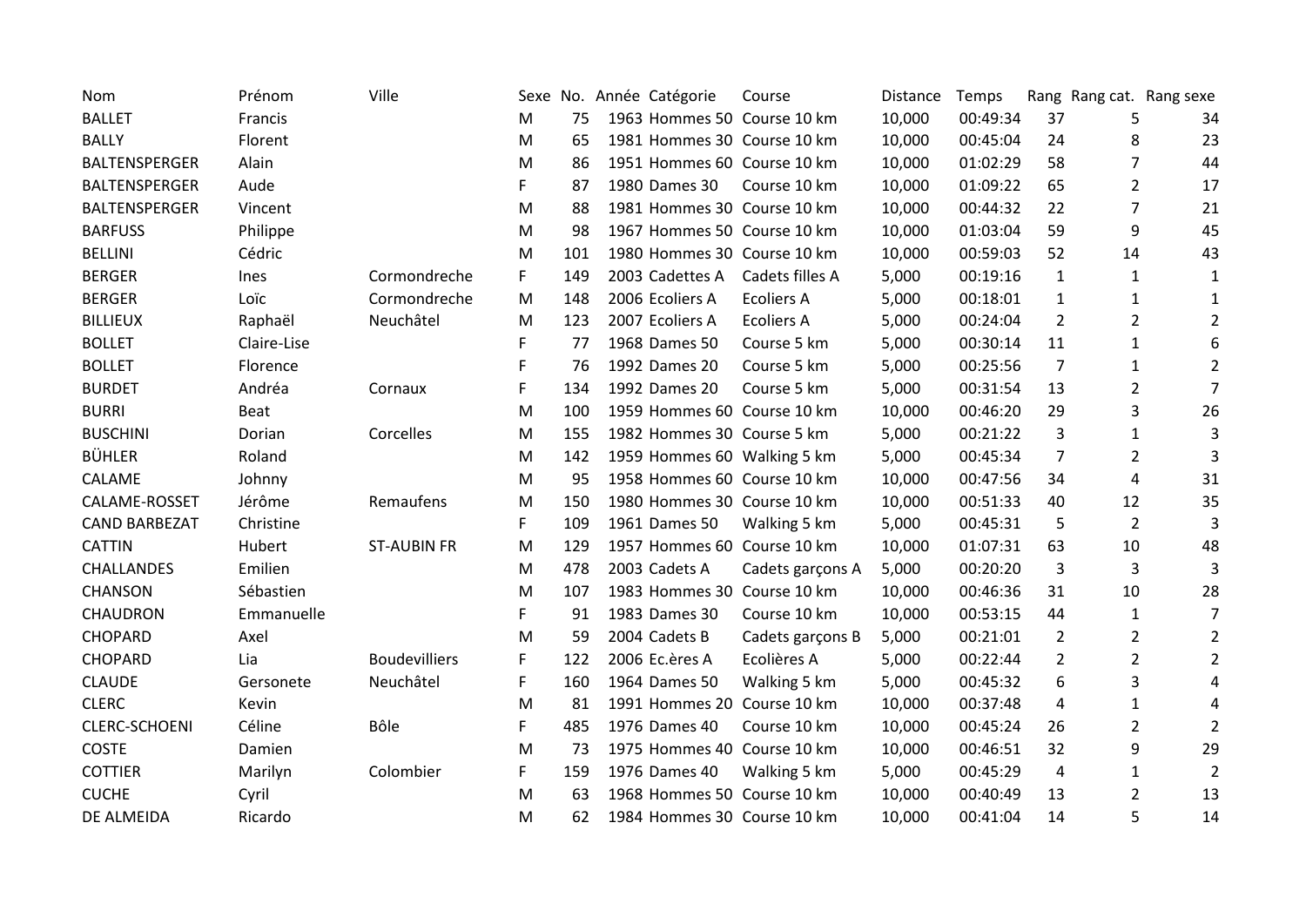| Nom | Prénom | Ville | Sexe | No. | Année | Catégorie | Course | Distance | Temps | Rang | Rang cat. | Rang sexe |
|---|---|---|---|---|---|---|---|---|---|---|---|---|
| BALLET | Francis | | M | 75 | 1963 | Hommes 50 | Course 10 km | 10,000 | 00:49:34 | 37 | 5 | 34 |
| BALLY | Florent | | M | 65 | 1981 | Hommes 30 | Course 10 km | 10,000 | 00:45:04 | 24 | 8 | 23 |
| BALTENSPERGER | Alain | | M | 86 | 1951 | Hommes 60 | Course 10 km | 10,000 | 01:02:29 | 58 | 7 | 44 |
| BALTENSPERGER | Aude | | F | 87 | 1980 | Dames 30 | Course 10 km | 10,000 | 01:09:22 | 65 | 2 | 17 |
| BALTENSPERGER | Vincent | | M | 88 | 1981 | Hommes 30 | Course 10 km | 10,000 | 00:44:32 | 22 | 7 | 21 |
| BARFUSS | Philippe | | M | 98 | 1967 | Hommes 50 | Course 10 km | 10,000 | 01:03:04 | 59 | 9 | 45 |
| BELLINI | Cédric | | M | 101 | 1980 | Hommes 30 | Course 10 km | 10,000 | 00:59:03 | 52 | 14 | 43 |
| BERGER | Ines | Cormondreche | F | 149 | 2003 | Cadettes A | Cadets filles A | 5,000 | 00:19:16 | 1 | 1 | 1 |
| BERGER | Loïc | Cormondreche | M | 148 | 2006 | Ecoliers A | Ecoliers A | 5,000 | 00:18:01 | 1 | 1 | 1 |
| BILLIEUX | Raphaël | Neuchâtel | M | 123 | 2007 | Ecoliers A | Ecoliers A | 5,000 | 00:24:04 | 2 | 2 | 2 |
| BOLLET | Claire-Lise | | F | 77 | 1968 | Dames 50 | Course 5 km | 5,000 | 00:30:14 | 11 | 1 | 6 |
| BOLLET | Florence | | F | 76 | 1992 | Dames 20 | Course 5 km | 5,000 | 00:25:56 | 7 | 1 | 2 |
| BURDET | Andréa | Cornaux | F | 134 | 1992 | Dames 20 | Course 5 km | 5,000 | 00:31:54 | 13 | 2 | 7 |
| BURRI | Beat | | M | 100 | 1959 | Hommes 60 | Course 10 km | 10,000 | 00:46:20 | 29 | 3 | 26 |
| BUSCHINI | Dorian | Corcelles | M | 155 | 1982 | Hommes 30 | Course 5 km | 5,000 | 00:21:22 | 3 | 1 | 3 |
| BÜHLER | Roland | | M | 142 | 1959 | Hommes 60 | Walking 5 km | 5,000 | 00:45:34 | 7 | 2 | 3 |
| CALAME | Johnny | | M | 95 | 1958 | Hommes 60 | Course 10 km | 10,000 | 00:47:56 | 34 | 4 | 31 |
| CALAME-ROSSET | Jérôme | Remaufens | M | 150 | 1980 | Hommes 30 | Course 10 km | 10,000 | 00:51:33 | 40 | 12 | 35 |
| CAND BARBEZAT | Christine | | F | 109 | 1961 | Dames 50 | Walking 5 km | 5,000 | 00:45:31 | 5 | 2 | 3 |
| CATTIN | Hubert | ST-AUBIN FR | M | 129 | 1957 | Hommes 60 | Course 10 km | 10,000 | 01:07:31 | 63 | 10 | 48 |
| CHALLANDES | Emilien | | M | 478 | 2003 | Cadets A | Cadets garçons A | 5,000 | 00:20:20 | 3 | 3 | 3 |
| CHANSON | Sébastien | | M | 107 | 1983 | Hommes 30 | Course 10 km | 10,000 | 00:46:36 | 31 | 10 | 28 |
| CHAUDRON | Emmanuelle | | F | 91 | 1983 | Dames 30 | Course 10 km | 10,000 | 00:53:15 | 44 | 1 | 7 |
| CHOPARD | Axel | | M | 59 | 2004 | Cadets B | Cadets garçons B | 5,000 | 00:21:01 | 2 | 2 | 2 |
| CHOPARD | Lia | Boudevilliers | F | 122 | 2006 | Ec.ères A | Ecolières A | 5,000 | 00:22:44 | 2 | 2 | 2 |
| CLAUDE | Gersonete | Neuchâtel | F | 160 | 1964 | Dames 50 | Walking 5 km | 5,000 | 00:45:32 | 6 | 3 | 4 |
| CLERC | Kevin | | M | 81 | 1991 | Hommes 20 | Course 10 km | 10,000 | 00:37:48 | 4 | 1 | 4 |
| CLERC-SCHOENI | Céline | Bôle | F | 485 | 1976 | Dames 40 | Course 10 km | 10,000 | 00:45:24 | 26 | 2 | 2 |
| COSTE | Damien | | M | 73 | 1975 | Hommes 40 | Course 10 km | 10,000 | 00:46:51 | 32 | 9 | 29 |
| COTTIER | Marilyn | Colombier | F | 159 | 1976 | Dames 40 | Walking 5 km | 5,000 | 00:45:29 | 4 | 1 | 2 |
| CUCHE | Cyril | | M | 63 | 1968 | Hommes 50 | Course 10 km | 10,000 | 00:40:49 | 13 | 2 | 13 |
| DE ALMEIDA | Ricardo | | M | 62 | 1984 | Hommes 30 | Course 10 km | 10,000 | 00:41:04 | 14 | 5 | 14 |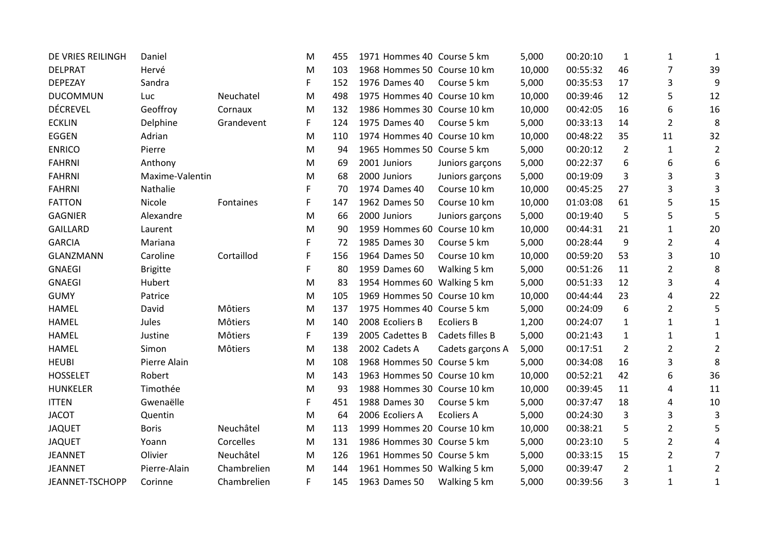| | | | | | | | | | | | |
|---|---|---|---|---|---|---|---|---|---|---|---|
| DE VRIES REILINGH | Daniel | | M | 455 | 1971 Hommes 40 | Course 5 km | 5,000 | 00:20:10 | 1 | 1 | 1 |
| DELPRAT | Hervé | | M | 103 | 1968 Hommes 50 | Course 10 km | 10,000 | 00:55:32 | 46 | 7 | 39 |
| DEPEZAY | Sandra | | F | 152 | 1976 Dames 40 | Course 5 km | 5,000 | 00:35:53 | 17 | 3 | 9 |
| DUCOMMUN | Luc | Neuchatel | M | 498 | 1975 Hommes 40 | Course 10 km | 10,000 | 00:39:46 | 12 | 5 | 12 |
| DÉCREVEL | Geoffroy | Cornaux | M | 132 | 1986 Hommes 30 | Course 10 km | 10,000 | 00:42:05 | 16 | 6 | 16 |
| ECKLIN | Delphine | Grandevent | F | 124 | 1975 Dames 40 | Course 5 km | 5,000 | 00:33:13 | 14 | 2 | 8 |
| EGGEN | Adrian | | M | 110 | 1974 Hommes 40 | Course 10 km | 10,000 | 00:48:22 | 35 | 11 | 32 |
| ENRICO | Pierre | | M | 94 | 1965 Hommes 50 | Course 5 km | 5,000 | 00:20:12 | 2 | 1 | 2 |
| FAHRNI | Anthony | | M | 69 | 2001 Juniors | Juniors garçons | 5,000 | 00:22:37 | 6 | 6 | 6 |
| FAHRNI | Maxime-Valentin | | M | 68 | 2000 Juniors | Juniors garçons | 5,000 | 00:19:09 | 3 | 3 | 3 |
| FAHRNI | Nathalie | | F | 70 | 1974 Dames 40 | Course 10 km | 10,000 | 00:45:25 | 27 | 3 | 3 |
| FATTON | Nicole | Fontaines | F | 147 | 1962 Dames 50 | Course 10 km | 10,000 | 01:03:08 | 61 | 5 | 15 |
| GAGNIER | Alexandre | | M | 66 | 2000 Juniors | Juniors garçons | 5,000 | 00:19:40 | 5 | 5 | 5 |
| GAILLARD | Laurent | | M | 90 | 1959 Hommes 60 | Course 10 km | 10,000 | 00:44:31 | 21 | 1 | 20 |
| GARCIA | Mariana | | F | 72 | 1985 Dames 30 | Course 5 km | 5,000 | 00:28:44 | 9 | 2 | 4 |
| GLANZMANN | Caroline | Cortaillod | F | 156 | 1964 Dames 50 | Course 10 km | 10,000 | 00:59:20 | 53 | 3 | 10 |
| GNAEGI | Brigitte | | F | 80 | 1959 Dames 60 | Walking 5 km | 5,000 | 00:51:26 | 11 | 2 | 8 |
| GNAEGI | Hubert | | M | 83 | 1954 Hommes 60 | Walking 5 km | 5,000 | 00:51:33 | 12 | 3 | 4 |
| GUMY | Patrice | | M | 105 | 1969 Hommes 50 | Course 10 km | 10,000 | 00:44:44 | 23 | 4 | 22 |
| HAMEL | David | Môtiers | M | 137 | 1975 Hommes 40 | Course 5 km | 5,000 | 00:24:09 | 6 | 2 | 5 |
| HAMEL | Jules | Môtiers | M | 140 | 2008 Ecoliers B | Ecoliers B | 1,200 | 00:24:07 | 1 | 1 | 1 |
| HAMEL | Justine | Môtiers | F | 139 | 2005 Cadettes B | Cadets filles B | 5,000 | 00:21:43 | 1 | 1 | 1 |
| HAMEL | Simon | Môtiers | M | 138 | 2002 Cadets A | Cadets garçons A | 5,000 | 00:17:51 | 2 | 2 | 2 |
| HEUBI | Pierre Alain | | M | 108 | 1968 Hommes 50 | Course 5 km | 5,000 | 00:34:08 | 16 | 3 | 8 |
| HOSSELET | Robert | | M | 143 | 1963 Hommes 50 | Course 10 km | 10,000 | 00:52:21 | 42 | 6 | 36 |
| HUNKELER | Timothée | | M | 93 | 1988 Hommes 30 | Course 10 km | 10,000 | 00:39:45 | 11 | 4 | 11 |
| ITTEN | Gwenaëlle | | F | 451 | 1988 Dames 30 | Course 5 km | 5,000 | 00:37:47 | 18 | 4 | 10 |
| JACOT | Quentin | | M | 64 | 2006 Ecoliers A | Ecoliers A | 5,000 | 00:24:30 | 3 | 3 | 3 |
| JAQUET | Boris | Neuchâtel | M | 113 | 1999 Hommes 20 | Course 10 km | 10,000 | 00:38:21 | 5 | 2 | 5 |
| JAQUET | Yoann | Corcelles | M | 131 | 1986 Hommes 30 | Course 5 km | 5,000 | 00:23:10 | 5 | 2 | 4 |
| JEANNET | Olivier | Neuchâtel | M | 126 | 1961 Hommes 50 | Course 5 km | 5,000 | 00:33:15 | 15 | 2 | 7 |
| JEANNET | Pierre-Alain | Chambrelien | M | 144 | 1961 Hommes 50 | Walking 5 km | 5,000 | 00:39:47 | 2 | 1 | 2 |
| JEANNET-TSCHOPP | Corinne | Chambrelien | F | 145 | 1963 Dames 50 | Walking 5 km | 5,000 | 00:39:56 | 3 | 1 | 1 |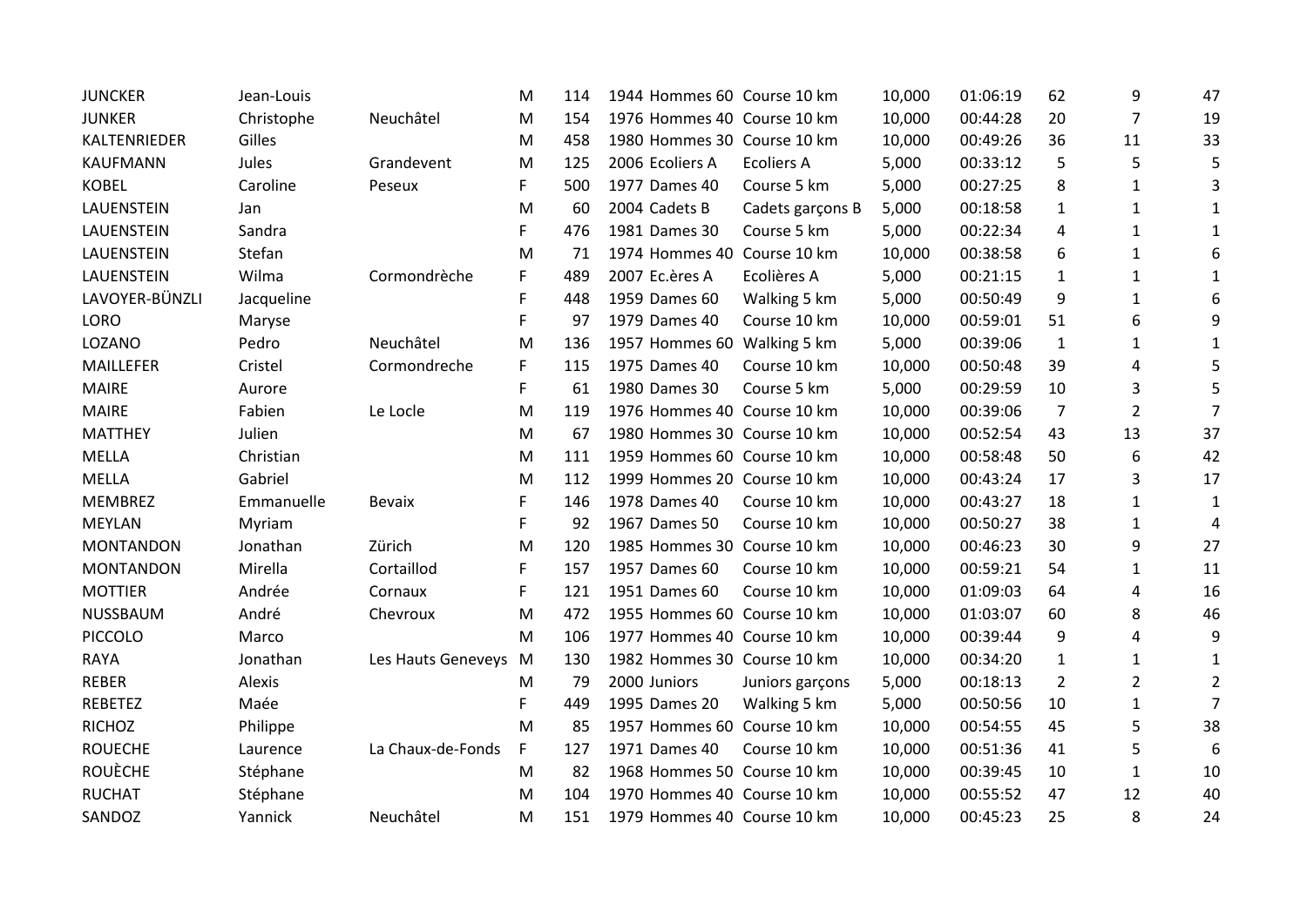| | | | | | | | | | | | | |
|---|---|---|---|---|---|---|---|---|---|---|---|---|
| JUNCKER | Jean-Louis | | M | 114 | 1944 | Hommes 60 | Course 10 km | 10,000 | 01:06:19 | 62 | 9 | 47 |
| JUNKER | Christophe | Neuchâtel | M | 154 | 1976 | Hommes 40 | Course 10 km | 10,000 | 00:44:28 | 20 | 7 | 19 |
| KALTENRIEDER | Gilles | | M | 458 | 1980 | Hommes 30 | Course 10 km | 10,000 | 00:49:26 | 36 | 11 | 33 |
| KAUFMANN | Jules | Grandevent | M | 125 | 2006 | Ecoliers A | Ecoliers A | 5,000 | 00:33:12 | 5 | 5 | 5 |
| KOBEL | Caroline | Peseux | F | 500 | 1977 | Dames 40 | Course 5 km | 5,000 | 00:27:25 | 8 | 1 | 3 |
| LAUENSTEIN | Jan | | M | 60 | 2004 | Cadets B | Cadets garçons B | 5,000 | 00:18:58 | 1 | 1 | 1 |
| LAUENSTEIN | Sandra | | F | 476 | 1981 | Dames 30 | Course 5 km | 5,000 | 00:22:34 | 4 | 1 | 1 |
| LAUENSTEIN | Stefan | | M | 71 | 1974 | Hommes 40 | Course 10 km | 10,000 | 00:38:58 | 6 | 1 | 6 |
| LAUENSTEIN | Wilma | Cormondrèche | F | 489 | 2007 | Ec.ères A | Ecolières A | 5,000 | 00:21:15 | 1 | 1 | 1 |
| LAVOYER-BÜNZLI | Jacqueline | | F | 448 | 1959 | Dames 60 | Walking 5 km | 5,000 | 00:50:49 | 9 | 1 | 6 |
| LORO | Maryse | | F | 97 | 1979 | Dames 40 | Course 10 km | 10,000 | 00:59:01 | 51 | 6 | 9 |
| LOZANO | Pedro | Neuchâtel | M | 136 | 1957 | Hommes 60 | Walking 5 km | 5,000 | 00:39:06 | 1 | 1 | 1 |
| MAILLEFER | Cristel | Cormondreche | F | 115 | 1975 | Dames 40 | Course 10 km | 10,000 | 00:50:48 | 39 | 4 | 5 |
| MAIRE | Aurore | | F | 61 | 1980 | Dames 30 | Course 5 km | 5,000 | 00:29:59 | 10 | 3 | 5 |
| MAIRE | Fabien | Le Locle | M | 119 | 1976 | Hommes 40 | Course 10 km | 10,000 | 00:39:06 | 7 | 2 | 7 |
| MATTHEY | Julien | | M | 67 | 1980 | Hommes 30 | Course 10 km | 10,000 | 00:52:54 | 43 | 13 | 37 |
| MELLA | Christian | | M | 111 | 1959 | Hommes 60 | Course 10 km | 10,000 | 00:58:48 | 50 | 6 | 42 |
| MELLA | Gabriel | | M | 112 | 1999 | Hommes 20 | Course 10 km | 10,000 | 00:43:24 | 17 | 3 | 17 |
| MEMBREZ | Emmanuelle | Bevaix | F | 146 | 1978 | Dames 40 | Course 10 km | 10,000 | 00:43:27 | 18 | 1 | 1 |
| MEYLAN | Myriam | | F | 92 | 1967 | Dames 50 | Course 10 km | 10,000 | 00:50:27 | 38 | 1 | 4 |
| MONTANDON | Jonathan | Zürich | M | 120 | 1985 | Hommes 30 | Course 10 km | 10,000 | 00:46:23 | 30 | 9 | 27 |
| MONTANDON | Mirella | Cortaillod | F | 157 | 1957 | Dames 60 | Course 10 km | 10,000 | 00:59:21 | 54 | 1 | 11 |
| MOTTIER | Andrée | Cornaux | F | 121 | 1951 | Dames 60 | Course 10 km | 10,000 | 01:09:03 | 64 | 4 | 16 |
| NUSSBAUM | André | Chevroux | M | 472 | 1955 | Hommes 60 | Course 10 km | 10,000 | 01:03:07 | 60 | 8 | 46 |
| PICCOLO | Marco | | M | 106 | 1977 | Hommes 40 | Course 10 km | 10,000 | 00:39:44 | 9 | 4 | 9 |
| RAYA | Jonathan | Les Hauts Geneveys | M | 130 | 1982 | Hommes 30 | Course 10 km | 10,000 | 00:34:20 | 1 | 1 | 1 |
| REBER | Alexis | | M | 79 | 2000 | Juniors | Juniors garçons | 5,000 | 00:18:13 | 2 | 2 | 2 |
| REBETEZ | Maée | | F | 449 | 1995 | Dames 20 | Walking 5 km | 5,000 | 00:50:56 | 10 | 1 | 7 |
| RICHOZ | Philippe | | M | 85 | 1957 | Hommes 60 | Course 10 km | 10,000 | 00:54:55 | 45 | 5 | 38 |
| ROUECHE | Laurence | La Chaux-de-Fonds | F | 127 | 1971 | Dames 40 | Course 10 km | 10,000 | 00:51:36 | 41 | 5 | 6 |
| ROUÈCHE | Stéphane | | M | 82 | 1968 | Hommes 50 | Course 10 km | 10,000 | 00:39:45 | 10 | 1 | 10 |
| RUCHAT | Stéphane | | M | 104 | 1970 | Hommes 40 | Course 10 km | 10,000 | 00:55:52 | 47 | 12 | 40 |
| SANDOZ | Yannick | Neuchâtel | M | 151 | 1979 | Hommes 40 | Course 10 km | 10,000 | 00:45:23 | 25 | 8 | 24 |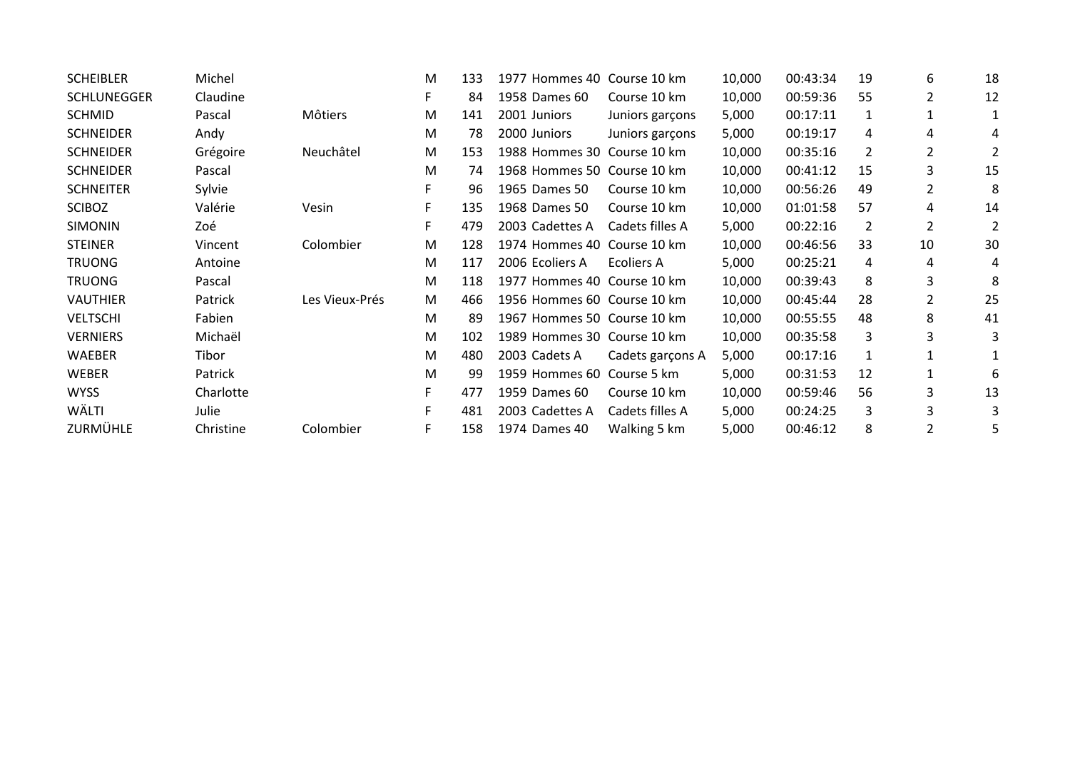| | | | | | | | | | | | | |
|---|---|---|---|---|---|---|---|---|---|---|---|---|
| SCHEIBLER | Michel | | M | 133 | 1977 | Hommes 40 | Course 10 km | 10,000 | 00:43:34 | 19 | 6 | 18 |
| SCHLUNEGGER | Claudine | | F | 84 | 1958 | Dames 60 | Course 10 km | 10,000 | 00:59:36 | 55 | 2 | 12 |
| SCHMID | Pascal | Môtiers | M | 141 | 2001 | Juniors | Juniors garçons | 5,000 | 00:17:11 | 1 | 1 | 1 |
| SCHNEIDER | Andy | | M | 78 | 2000 | Juniors | Juniors garçons | 5,000 | 00:19:17 | 4 | 4 | 4 |
| SCHNEIDER | Grégoire | Neuchâtel | M | 153 | 1988 | Hommes 30 | Course 10 km | 10,000 | 00:35:16 | 2 | 2 | 2 |
| SCHNEIDER | Pascal | | M | 74 | 1968 | Hommes 50 | Course 10 km | 10,000 | 00:41:12 | 15 | 3 | 15 |
| SCHNEITER | Sylvie | | F | 96 | 1965 | Dames 50 | Course 10 km | 10,000 | 00:56:26 | 49 | 2 | 8 |
| SCIBOZ | Valérie | Vesin | F | 135 | 1968 | Dames 50 | Course 10 km | 10,000 | 01:01:58 | 57 | 4 | 14 |
| SIMONIN | Zoé | | F | 479 | 2003 | Cadettes A | Cadets filles A | 5,000 | 00:22:16 | 2 | 2 | 2 |
| STEINER | Vincent | Colombier | M | 128 | 1974 | Hommes 40 | Course 10 km | 10,000 | 00:46:56 | 33 | 10 | 30 |
| TRUONG | Antoine | | M | 117 | 2006 | Ecoliers A | Ecoliers A | 5,000 | 00:25:21 | 4 | 4 | 4 |
| TRUONG | Pascal | | M | 118 | 1977 | Hommes 40 | Course 10 km | 10,000 | 00:39:43 | 8 | 3 | 8 |
| VAUTHIER | Patrick | Les Vieux-Prés | M | 466 | 1956 | Hommes 60 | Course 10 km | 10,000 | 00:45:44 | 28 | 2 | 25 |
| VELTSCHI | Fabien | | M | 89 | 1967 | Hommes 50 | Course 10 km | 10,000 | 00:55:55 | 48 | 8 | 41 |
| VERNIERS | Michaël | | M | 102 | 1989 | Hommes 30 | Course 10 km | 10,000 | 00:35:58 | 3 | 3 | 3 |
| WAEBER | Tibor | | M | 480 | 2003 | Cadets A | Cadets garçons A | 5,000 | 00:17:16 | 1 | 1 | 1 |
| WEBER | Patrick | | M | 99 | 1959 | Hommes 60 | Course 5 km | 5,000 | 00:31:53 | 12 | 1 | 6 |
| WYSS | Charlotte | | F | 477 | 1959 | Dames 60 | Course 10 km | 10,000 | 00:59:46 | 56 | 3 | 13 |
| WÄLTI | Julie | | F | 481 | 2003 | Cadettes A | Cadets filles A | 5,000 | 00:24:25 | 3 | 3 | 3 |
| ZURMÜHLE | Christine | Colombier | F | 158 | 1974 | Dames 40 | Walking 5 km | 5,000 | 00:46:12 | 8 | 2 | 5 |